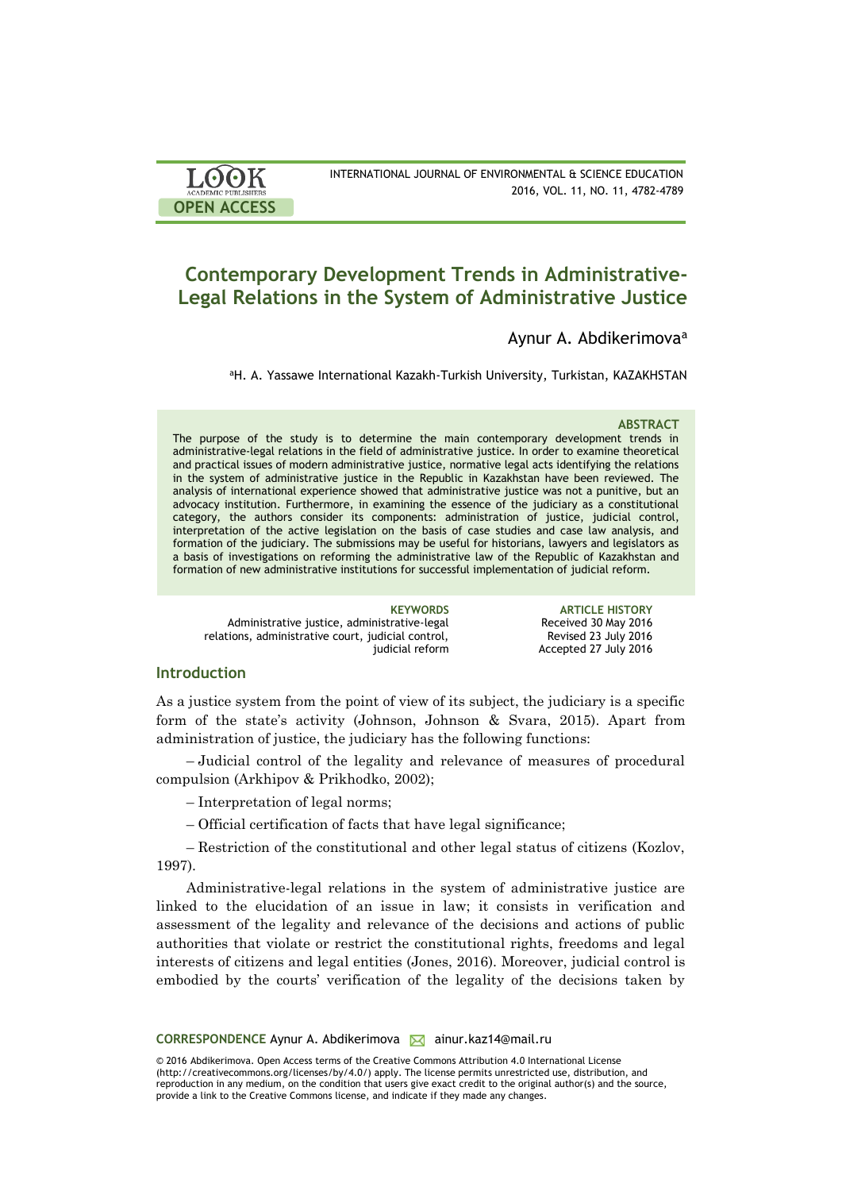# Contemporary Development Trends in Administrative-Legal Relations in the System of Administrative Justice

Aynur A. Abdikerimova[a]

[a]H. A. Yassawe International Kazakh-Turkish University, Turkistan, KAZAKHSTAN

### ABSTRACT

The purpose of the study is to determine the main contemporary development trends in administrative-legal relations in the field of administrative justice. In order to examine theoretical and practical issues of modern administrative justice, normative legal acts identifying the relations in the system of administrative justice in the Republic in Kazakhstan have been reviewed. The analysis of international experience showed that administrative justice was not a punitive, but an advocacy institution. Furthermore, in examining the essence of the judiciary as a constitutional category, the authors consider its components: administration of justice, judicial control, interpretation of the active legislation on the basis of case studies and case law analysis, and formation of the judiciary. The submissions may be useful for historians, lawyers and legislators as a basis of investigations on reforming the administrative law of the Republic of Kazakhstan and formation of new administrative institutions for successful implementation of judicial reform.

**KEYWORDS**
Administrative justice, administrative-legal relations, administrative court, judicial control, judicial reform

**ARTICLE HISTORY**
Received 30 May 2016
Revised 23 July 2016
Accepted 27 July 2016

## Introduction

As a justice system from the point of view of its subject, the judiciary is a specific form of the state's activity (Johnson, Johnson & Svara, 2015). Apart from administration of justice, the judiciary has the following functions:

– Judicial control of the legality and relevance of measures of procedural compulsion (Arkhipov & Prikhodko, 2002);

– Interpretation of legal norms;

– Official certification of facts that have legal significance;

– Restriction of the constitutional and other legal status of citizens (Kozlov, 1997).

Administrative-legal relations in the system of administrative justice are linked to the elucidation of an issue in law; it consists in verification and assessment of the legality and relevance of the decisions and actions of public authorities that violate or restrict the constitutional rights, freedoms and legal interests of citizens and legal entities (Jones, 2016). Moreover, judicial control is embodied by the courts' verification of the legality of the decisions taken by

**CORRESPONDENCE** Aynur A. Abdikerimova ainur.kaz14@mail.ru

© 2016 Abdikerimova. Open Access terms of the Creative Commons Attribution 4.0 International License (http://creativecommons.org/licenses/by/4.0/) apply. The license permits unrestricted use, distribution, and reproduction in any medium, on the condition that users give exact credit to the original author(s) and the source, provide a link to the Creative Commons license, and indicate if they made any changes.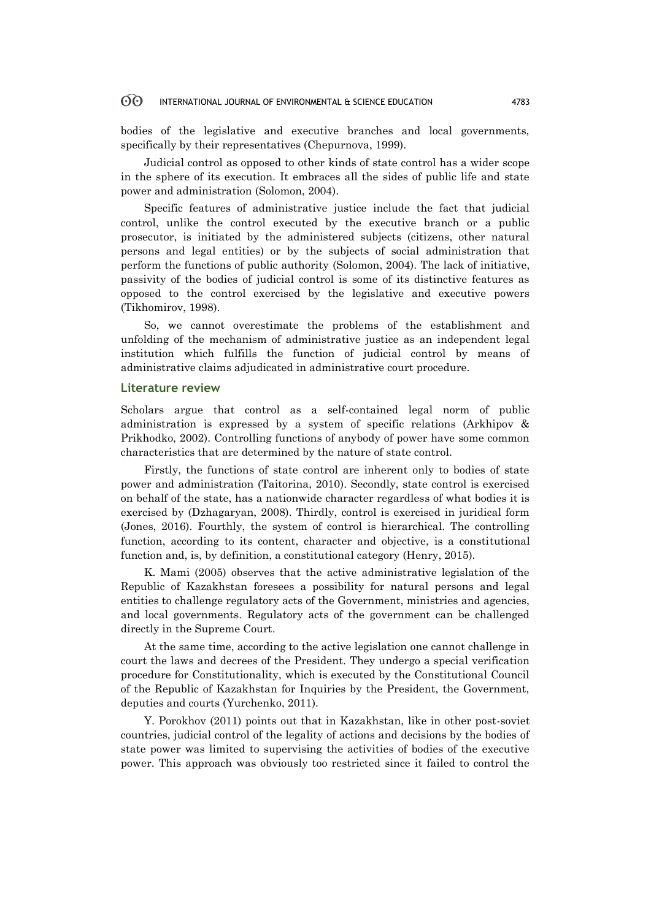bodies of the legislative and executive branches and local governments, specifically by their representatives (Chepurnova, 1999).

Judicial control as opposed to other kinds of state control has a wider scope in the sphere of its execution. It embraces all the sides of public life and state power and administration (Solomon, 2004).

Specific features of administrative justice include the fact that judicial control, unlike the control executed by the executive branch or a public prosecutor, is initiated by the administered subjects (citizens, other natural persons and legal entities) or by the subjects of social administration that perform the functions of public authority (Solomon, 2004). The lack of initiative, passivity of the bodies of judicial control is some of its distinctive features as opposed to the control exercised by the legislative and executive powers (Tikhomirov, 1998).

So, we cannot overestimate the problems of the establishment and unfolding of the mechanism of administrative justice as an independent legal institution which fulfills the function of judicial control by means of administrative claims adjudicated in administrative court procedure.

## Literature review

Scholars argue that control as a self-contained legal norm of public administration is expressed by a system of specific relations (Arkhipov & Prikhodko, 2002). Controlling functions of anybody of power have some common characteristics that are determined by the nature of state control.

Firstly, the functions of state control are inherent only to bodies of state power and administration (Taitorina, 2010). Secondly, state control is exercised on behalf of the state, has a nationwide character regardless of what bodies it is exercised by (Dzhagaryan, 2008). Thirdly, control is exercised in juridical form (Jones, 2016). Fourthly, the system of control is hierarchical. The controlling function, according to its content, character and objective, is a constitutional function and, is, by definition, a constitutional category (Henry, 2015).

K. Mami (2005) observes that the active administrative legislation of the Republic of Kazakhstan foresees a possibility for natural persons and legal entities to challenge regulatory acts of the Government, ministries and agencies, and local governments. Regulatory acts of the government can be challenged directly in the Supreme Court.

At the same time, according to the active legislation one cannot challenge in court the laws and decrees of the President. They undergo a special verification procedure for Constitutionality, which is executed by the Constitutional Council of the Republic of Kazakhstan for Inquiries by the President, the Government, deputies and courts (Yurchenko, 2011).

Y. Porokhov (2011) points out that in Kazakhstan, like in other post-soviet countries, judicial control of the legality of actions and decisions by the bodies of state power was limited to supervising the activities of bodies of the executive power. This approach was obviously too restricted since it failed to control the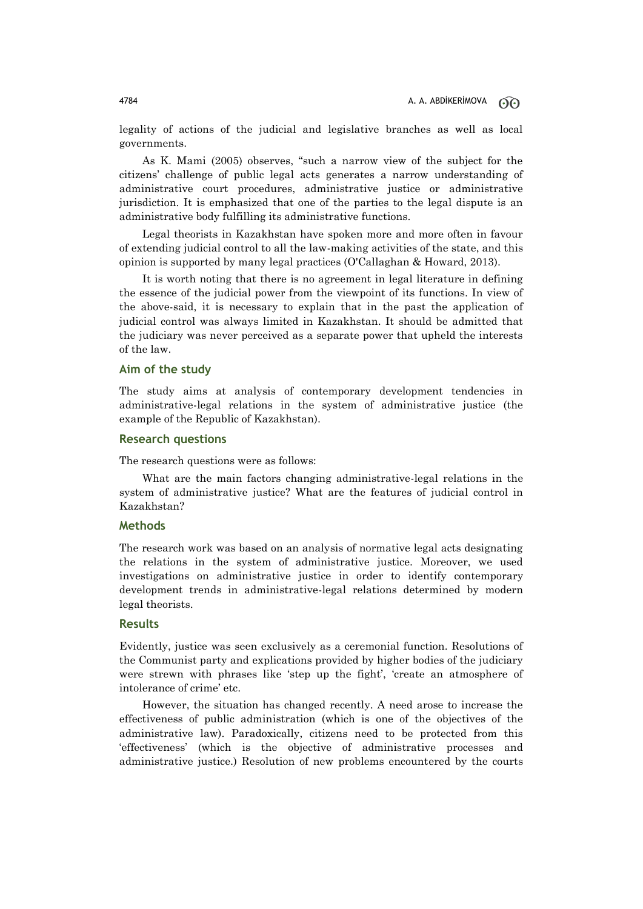legality of actions of the judicial and legislative branches as well as local governments.

As K. Mami (2005) observes, "such a narrow view of the subject for the citizens' challenge of public legal acts generates a narrow understanding of administrative court procedures, administrative justice or administrative jurisdiction. It is emphasized that one of the parties to the legal dispute is an administrative body fulfilling its administrative functions.

Legal theorists in Kazakhstan have spoken more and more often in favour of extending judicial control to all the law-making activities of the state, and this opinion is supported by many legal practices (O'Callaghan & Howard, 2013).

It is worth noting that there is no agreement in legal literature in defining the essence of the judicial power from the viewpoint of its functions. In view of the above-said, it is necessary to explain that in the past the application of judicial control was always limited in Kazakhstan. It should be admitted that the judiciary was never perceived as a separate power that upheld the interests of the law.

## Aim of the study

The study aims at analysis of contemporary development tendencies in administrative-legal relations in the system of administrative justice (the example of the Republic of Kazakhstan).

## Research questions

The research questions were as follows:

What are the main factors changing administrative-legal relations in the system of administrative justice? What are the features of judicial control in Kazakhstan?

## Methods

The research work was based on an analysis of normative legal acts designating the relations in the system of administrative justice. Moreover, we used investigations on administrative justice in order to identify contemporary development trends in administrative-legal relations determined by modern legal theorists.

## Results

Evidently, justice was seen exclusively as a ceremonial function. Resolutions of the Communist party and explications provided by higher bodies of the judiciary were strewn with phrases like 'step up the fight', 'create an atmosphere of intolerance of crime' etc.

However, the situation has changed recently. A need arose to increase the effectiveness of public administration (which is one of the objectives of the administrative law). Paradoxically, citizens need to be protected from this 'effectiveness' (which is the objective of administrative processes and administrative justice.) Resolution of new problems encountered by the courts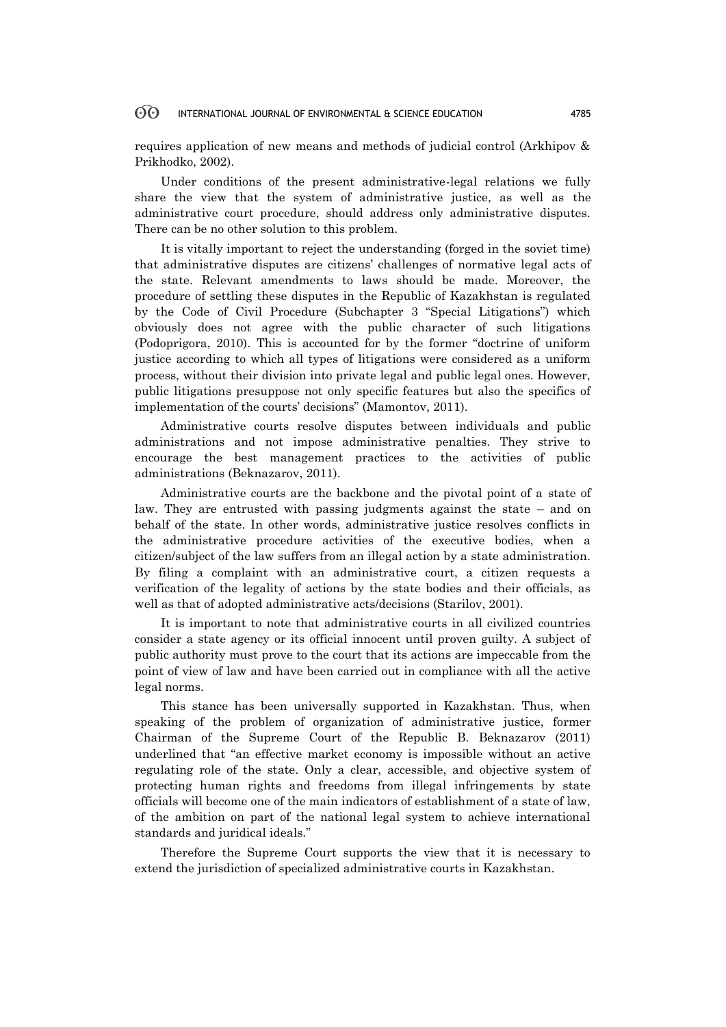requires application of new means and methods of judicial control (Arkhipov & Prikhodko, 2002).

Under conditions of the present administrative-legal relations we fully share the view that the system of administrative justice, as well as the administrative court procedure, should address only administrative disputes. There can be no other solution to this problem.

It is vitally important to reject the understanding (forged in the soviet time) that administrative disputes are citizens' challenges of normative legal acts of the state. Relevant amendments to laws should be made. Moreover, the procedure of settling these disputes in the Republic of Kazakhstan is regulated by the Code of Civil Procedure (Subchapter 3 "Special Litigations") which obviously does not agree with the public character of such litigations (Podoprigora, 2010). This is accounted for by the former "doctrine of uniform justice according to which all types of litigations were considered as a uniform process, without their division into private legal and public legal ones. However, public litigations presuppose not only specific features but also the specifics of implementation of the courts' decisions" (Mamontov, 2011).

Administrative courts resolve disputes between individuals and public administrations and not impose administrative penalties. They strive to encourage the best management practices to the activities of public administrations (Beknazarov, 2011).

Administrative courts are the backbone and the pivotal point of a state of law. They are entrusted with passing judgments against the state – and on behalf of the state. In other words, administrative justice resolves conflicts in the administrative procedure activities of the executive bodies, when a citizen/subject of the law suffers from an illegal action by a state administration. By filing a complaint with an administrative court, a citizen requests a verification of the legality of actions by the state bodies and their officials, as well as that of adopted administrative acts/decisions (Starilov, 2001).

It is important to note that administrative courts in all civilized countries consider a state agency or its official innocent until proven guilty. A subject of public authority must prove to the court that its actions are impeccable from the point of view of law and have been carried out in compliance with all the active legal norms.

This stance has been universally supported in Kazakhstan. Thus, when speaking of the problem of organization of administrative justice, former Chairman of the Supreme Court of the Republic B. Beknazarov (2011) underlined that "an effective market economy is impossible without an active regulating role of the state. Only a clear, accessible, and objective system of protecting human rights and freedoms from illegal infringements by state officials will become one of the main indicators of establishment of a state of law, of the ambition on part of the national legal system to achieve international standards and juridical ideals."

Therefore the Supreme Court supports the view that it is necessary to extend the jurisdiction of specialized administrative courts in Kazakhstan.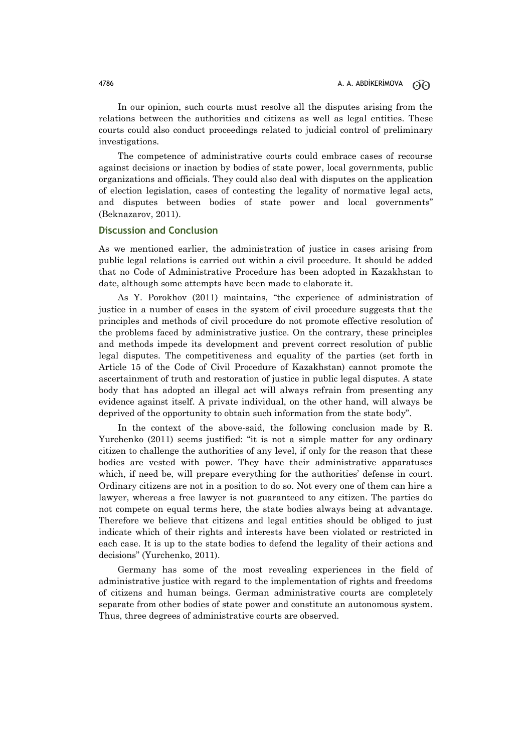In our opinion, such courts must resolve all the disputes arising from the relations between the authorities and citizens as well as legal entities. These courts could also conduct proceedings related to judicial control of preliminary investigations.

The competence of administrative courts could embrace cases of recourse against decisions or inaction by bodies of state power, local governments, public organizations and officials. They could also deal with disputes on the application of election legislation, cases of contesting the legality of normative legal acts, and disputes between bodies of state power and local governments" (Beknazarov, 2011).

## Discussion and Conclusion

As we mentioned earlier, the administration of justice in cases arising from public legal relations is carried out within a civil procedure. It should be added that no Code of Administrative Procedure has been adopted in Kazakhstan to date, although some attempts have been made to elaborate it.

As Y. Porokhov (2011) maintains, "the experience of administration of justice in a number of cases in the system of civil procedure suggests that the principles and methods of civil procedure do not promote effective resolution of the problems faced by administrative justice. On the contrary, these principles and methods impede its development and prevent correct resolution of public legal disputes. The competitiveness and equality of the parties (set forth in Article 15 of the Code of Civil Procedure of Kazakhstan) cannot promote the ascertainment of truth and restoration of justice in public legal disputes. A state body that has adopted an illegal act will always refrain from presenting any evidence against itself. A private individual, on the other hand, will always be deprived of the opportunity to obtain such information from the state body".

In the context of the above-said, the following conclusion made by R. Yurchenko (2011) seems justified: "it is not a simple matter for any ordinary citizen to challenge the authorities of any level, if only for the reason that these bodies are vested with power. They have their administrative apparatuses which, if need be, will prepare everything for the authorities' defense in court. Ordinary citizens are not in a position to do so. Not every one of them can hire a lawyer, whereas a free lawyer is not guaranteed to any citizen. The parties do not compete on equal terms here, the state bodies always being at advantage. Therefore we believe that citizens and legal entities should be obliged to just indicate which of their rights and interests have been violated or restricted in each case. It is up to the state bodies to defend the legality of their actions and decisions" (Yurchenko, 2011).

Germany has some of the most revealing experiences in the field of administrative justice with regard to the implementation of rights and freedoms of citizens and human beings. German administrative courts are completely separate from other bodies of state power and constitute an autonomous system. Thus, three degrees of administrative courts are observed.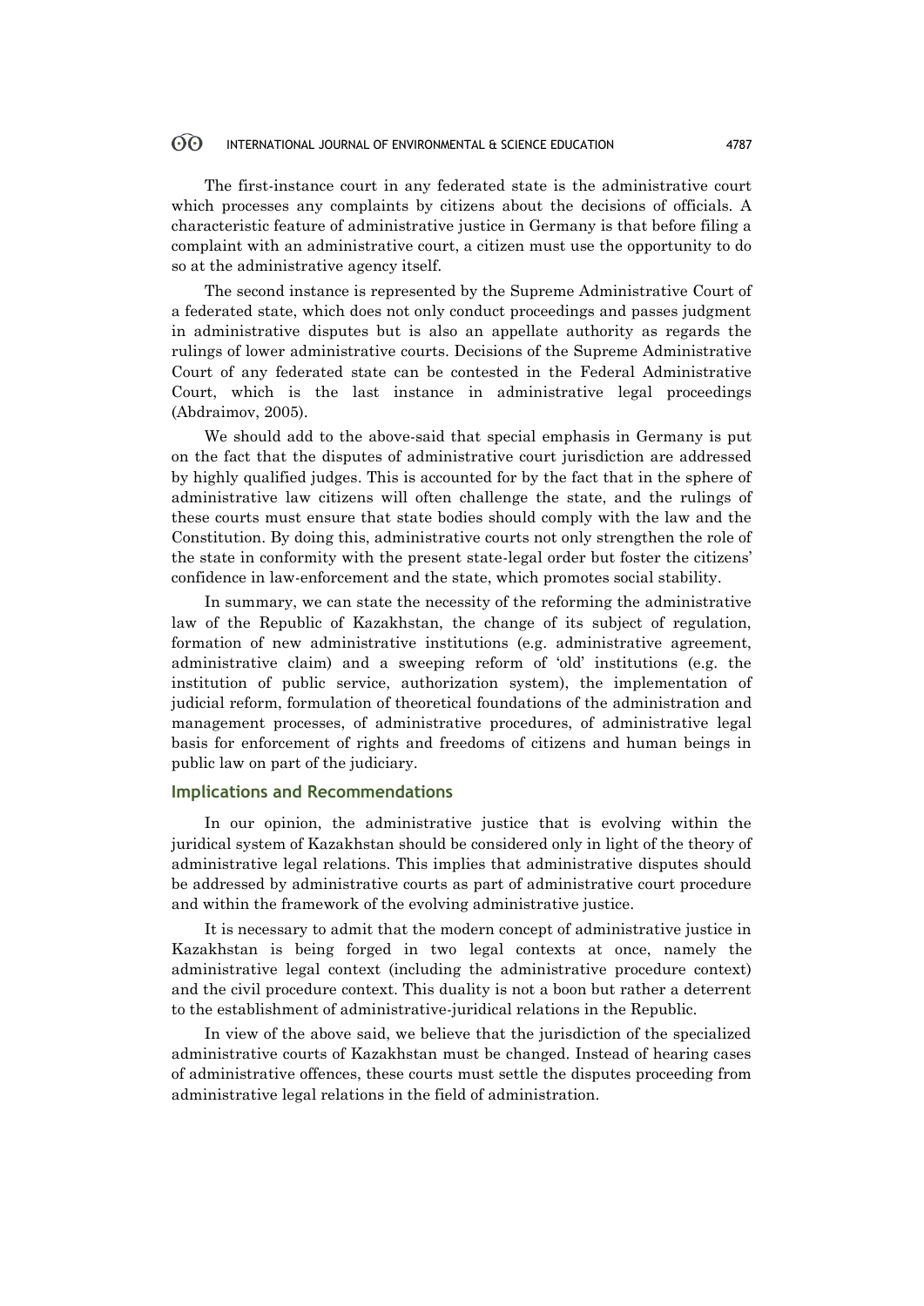The first-instance court in any federated state is the administrative court which processes any complaints by citizens about the decisions of officials. A characteristic feature of administrative justice in Germany is that before filing a complaint with an administrative court, a citizen must use the opportunity to do so at the administrative agency itself.

The second instance is represented by the Supreme Administrative Court of a federated state, which does not only conduct proceedings and passes judgment in administrative disputes but is also an appellate authority as regards the rulings of lower administrative courts. Decisions of the Supreme Administrative Court of any federated state can be contested in the Federal Administrative Court, which is the last instance in administrative legal proceedings (Abdraimov, 2005).

We should add to the above-said that special emphasis in Germany is put on the fact that the disputes of administrative court jurisdiction are addressed by highly qualified judges. This is accounted for by the fact that in the sphere of administrative law citizens will often challenge the state, and the rulings of these courts must ensure that state bodies should comply with the law and the Constitution. By doing this, administrative courts not only strengthen the role of the state in conformity with the present state-legal order but foster the citizens' confidence in law-enforcement and the state, which promotes social stability.

In summary, we can state the necessity of the reforming the administrative law of the Republic of Kazakhstan, the change of its subject of regulation, formation of new administrative institutions (e.g. administrative agreement, administrative claim) and a sweeping reform of 'old' institutions (e.g. the institution of public service, authorization system), the implementation of judicial reform, formulation of theoretical foundations of the administration and management processes, of administrative procedures, of administrative legal basis for enforcement of rights and freedoms of citizens and human beings in public law on part of the judiciary.

## Implications and Recommendations

In our opinion, the administrative justice that is evolving within the juridical system of Kazakhstan should be considered only in light of the theory of administrative legal relations. This implies that administrative disputes should be addressed by administrative courts as part of administrative court procedure and within the framework of the evolving administrative justice.

It is necessary to admit that the modern concept of administrative justice in Kazakhstan is being forged in two legal contexts at once, namely the administrative legal context (including the administrative procedure context) and the civil procedure context. This duality is not a boon but rather a deterrent to the establishment of administrative-juridical relations in the Republic.

In view of the above said, we believe that the jurisdiction of the specialized administrative courts of Kazakhstan must be changed. Instead of hearing cases of administrative offences, these courts must settle the disputes proceeding from administrative legal relations in the field of administration.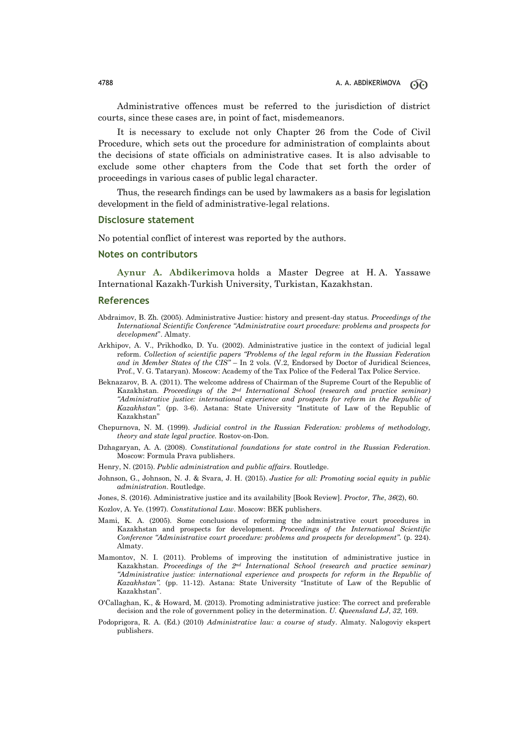Administrative offences must be referred to the jurisdiction of district courts, since these cases are, in point of fact, misdemeanors.

It is necessary to exclude not only Chapter 26 from the Code of Civil Procedure, which sets out the procedure for administration of complaints about the decisions of state officials on administrative cases. It is also advisable to exclude some other chapters from the Code that set forth the order of proceedings in various cases of public legal character.

Thus, the research findings can be used by lawmakers as a basis for legislation development in the field of administrative-legal relations.

## Disclosure statement

No potential conflict of interest was reported by the authors.

## Notes on contributors

**Aynur A. Abdikerimova** holds a Master Degree at H. A. Yassawe International Kazakh-Turkish University, Turkistan, Kazakhstan.

## References

Abdraimov, B. Zh. (2005). Administrative Justice: history and present-day status. *Proceedings of the International Scientific Conference "Administrative court procedure: problems and prospects for development*". Almaty.

Arkhipov, A. V., Prikhodko, D. Yu. (2002). Administrative justice in the context of judicial legal reform. *Collection of scientific papers "Problems of the legal reform in the Russian Federation and in Member States of the CIS"* – In 2 vols. (V.2, Endorsed by Doctor of Juridical Sciences, Prof., V. G. Tataryan). Moscow: Academy of the Tax Police of the Federal Tax Police Service.

Beknazarov, B. A. (2011). The welcome address of Chairman of the Supreme Court of the Republic of Kazakhstan. *Proceedings of the 2nd International School (research and practice seminar) "Administrative justice: international experience and prospects for reform in the Republic of Kazakhstan".* (pp. 3-6). Astana: State University "Institute of Law of the Republic of Kazakhstan"

Chepurnova, N. M. (1999). *Judicial control in the Russian Federation: problems of methodology, theory and state legal practice.* Rostov-on-Don.

Dzhagaryan, A. A. (2008). *Constitutional foundations for state control in the Russian Federation.* Moscow: Formula Prava publishers.

Henry, N. (2015). *Public administration and public affairs*. Routledge.

Johnson, G., Johnson, N. J. & Svara, J. H. (2015). *Justice for all: Promoting social equity in public administration*. Routledge.

Jones, S. (2016). Administrative justice and its availability [Book Review]. *Proctor, The*, *36*(2), 60.

Kozlov, A. Ye. (1997). *Constitutional Law*. Moscow: BEK publishers.

Mami, K. A. (2005). Some conclusions of reforming the administrative court procedures in Kazakhstan and prospects for development. *Proceedings of the International Scientific Conference "Administrative court procedure: problems and prospects for development".* (p. 224). Almaty.

Mamontov, N. I. (2011). Problems of improving the institution of administrative justice in Kazakhstan. *Proceedings of the 2nd International School (research and practice seminar) "Administrative justice: international experience and prospects for reform in the Republic of Kazakhstan".* (pp. 11-12). Astana: State University "Institute of Law of the Republic of Kazakhstan".

O'Callaghan, K., & Howard, M. (2013). Promoting administrative justice: The correct and preferable decision and the role of government policy in the determination. *U. Queensland LJ*, *32*, 169.

Podoprigora, R. A. (Ed.) (2010) *Administrative law: a course of study*. Almaty. Nalogoviy ekspert publishers.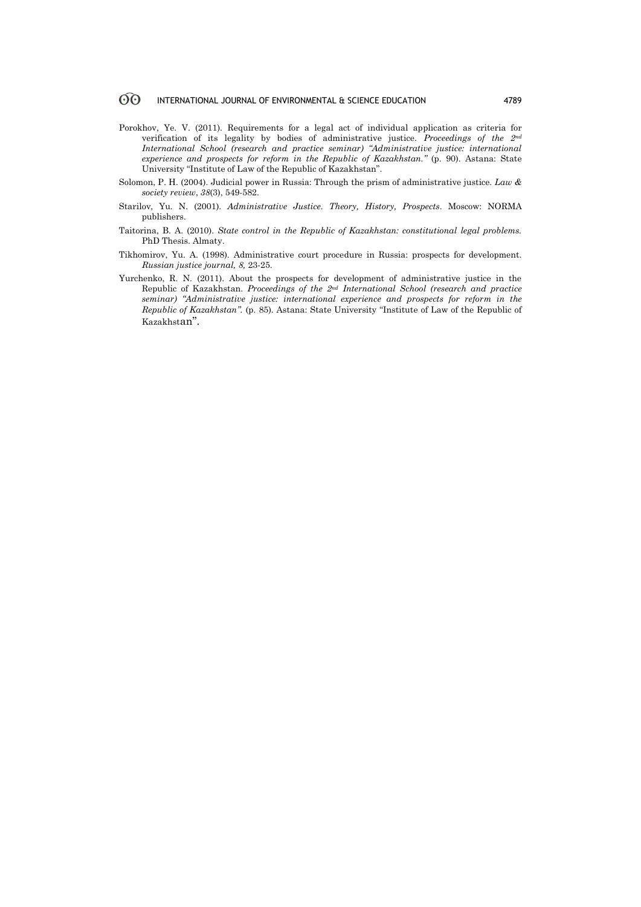Porokhov, Ye. V. (2011). Requirements for a legal act of individual application as criteria for verification of its legality by bodies of administrative justice. *Proceedings of the 2nd International School (research and practice seminar) "Administrative justice: international experience and prospects for reform in the Republic of Kazakhstan."* (p. 90). Astana: State University "Institute of Law of the Republic of Kazakhstan".

Solomon, P. H. (2004). Judicial power in Russia: Through the prism of administrative justice. *Law & society review*, *38*(3), 549-582.

Starilov, Yu. N. (2001). *Administrative Justice. Theory, History, Prospects*. Moscow: NORMA publishers.

Taitorina, B. A. (2010). *State control in the Republic of Kazakhstan: constitutional legal problems.* PhD Thesis. Almaty.

Tikhomirov, Yu. A. (1998). Administrative court procedure in Russia: prospects for development. *Russian justice journal, 8,* 23-25.

Yurchenko, R. N. (2011). About the prospects for development of administrative justice in the Republic of Kazakhstan. *Proceedings of the 2nd International School (research and practice seminar) "Administrative justice: international experience and prospects for reform in the Republic of Kazakhstan".* (p. 85). Astana: State University "Institute of Law of the Republic of Kazakhstan".